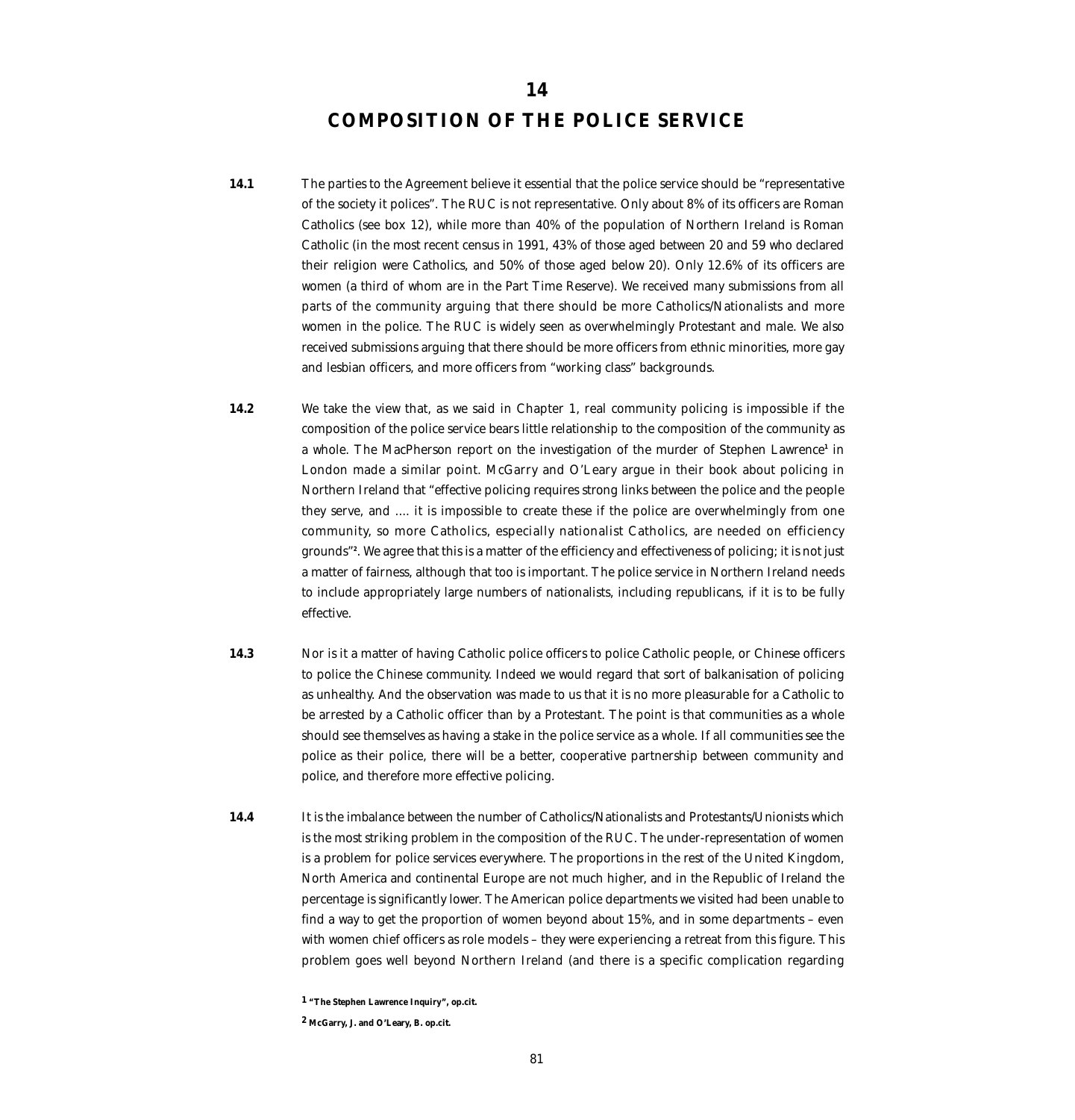# 14

# COMPOSITION OF THE POLICE SERVICE

**14.1** The parties to the Agreement believe it essential that the police service should be "representative of the society it polices". The RUC is not representative. Only about 8% of its officers are Roman Catholics (see box 12), while more than 40% of the population of Northern Ireland is Roman Catholic (in the most recent census in 1991, 43% of those aged between 20 and 59 who declared their religion were Catholics, and 50% of those aged below 20). Only 12.6% of its officers are women (a third of whom are in the Part Time Reserve). We received many submissions from all parts of the community arguing that there should be more Catholics/Nationalists and more women in the police. The RUC is widely seen as overwhelmingly Protestant and male. We also received submissions arguing that there should be more officers from ethnic minorities, more gay and lesbian officers, and more officers from "working class" backgrounds.

**14.2** We take the view that, as we said in Chapter 1, real community policing is impossible if the composition of the police service bears little relationship to the composition of the community as a whole. The MacPherson report on the investigation of the murder of Stephen Lawrence[1] in London made a similar point. McGarry and O'Leary argue in their book about policing in Northern Ireland that "effective policing requires strong links between the police and the people they serve, and .... it is impossible to create these if the police are overwhelmingly from one community, so more Catholics, especially nationalist Catholics, are needed on efficiency grounds"[2]. We agree that this is a matter of the efficiency and effectiveness of policing; it is not just a matter of fairness, although that too is important. The police service in Northern Ireland needs to include appropriately large numbers of nationalists, including republicans, if it is to be fully effective.

**14.3** Nor is it a matter of having Catholic police officers to police Catholic people, or Chinese officers to police the Chinese community. Indeed we would regard that sort of balkanisation of policing as unhealthy. And the observation was made to us that it is no more pleasurable for a Catholic to be arrested by a Catholic officer than by a Protestant. The point is that communities as a whole should see themselves as having a stake in the police service as a whole. If all communities see the police as their police, there will be a better, cooperative partnership between community and police, and therefore more effective policing.

**14.4** It is the imbalance between the number of Catholics/Nationalists and Protestants/Unionists which is the most striking problem in the composition of the RUC. The under-representation of women is a problem for police services everywhere. The proportions in the rest of the United Kingdom, North America and continental Europe are not much higher, and in the Republic of Ireland the percentage is significantly lower. The American police departments we visited had been unable to find a way to get the proportion of women beyond about 15%, and in some departments – even with women chief officers as role models – they were experiencing a retreat from this figure. This problem goes well beyond Northern Ireland (and there is a specific complication regarding

[1] **"The Stephen Lawrence Inquiry", op.cit.**

[2] **McGarry, J. and O'Leary, B. op.cit.**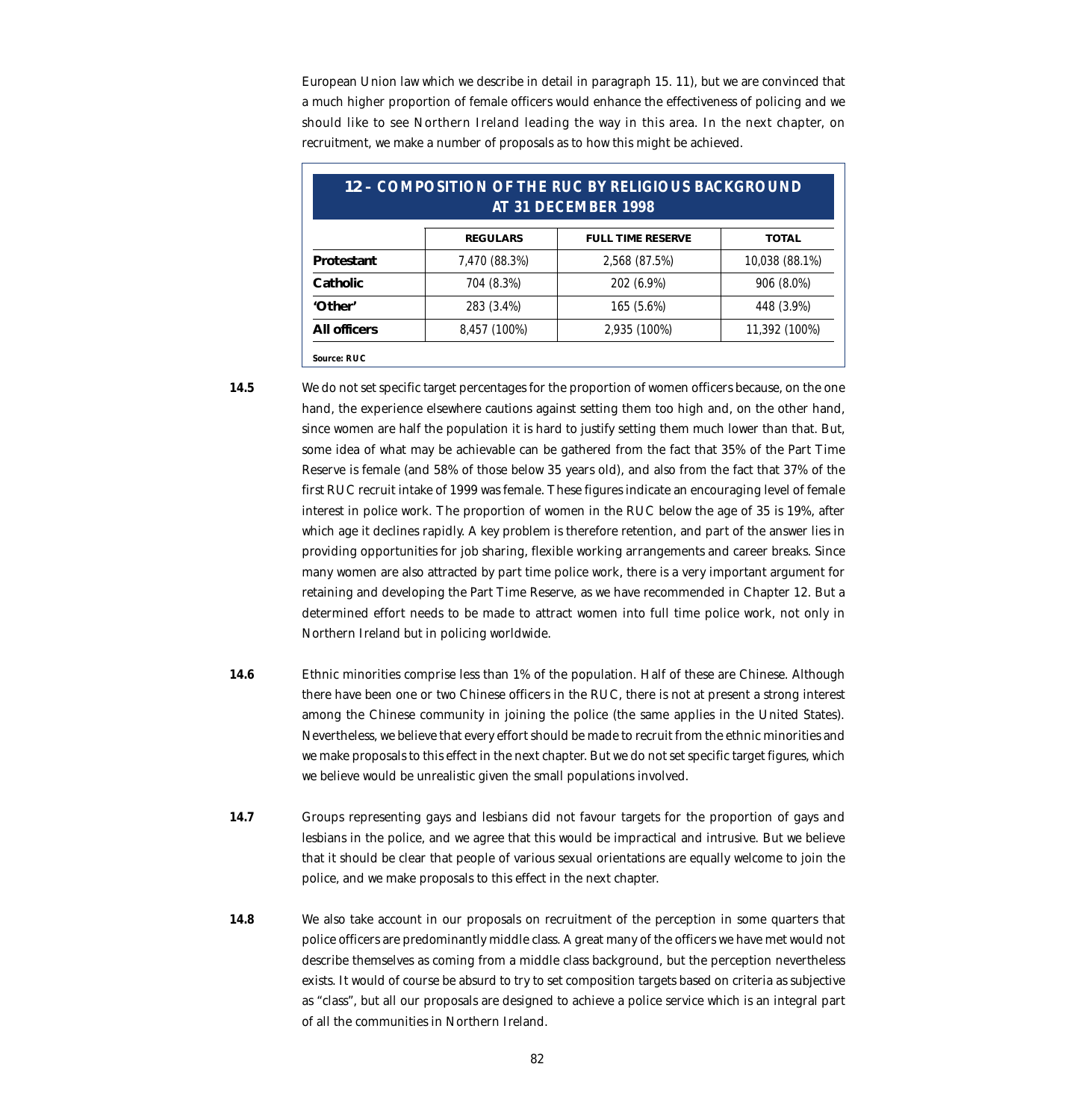European Union law which we describe in detail in paragraph 15. 11), but we are convinced that a much higher proportion of female officers would enhance the effectiveness of policing and we should like to see Northern Ireland leading the way in this area. In the next chapter, on recruitment, we make a number of proposals as to how this might be achieved.

**12 – COMPOSITION OF THE RUC BY RELIGIOUS BACKGROUND AT 31 DECEMBER 1998**

| | REGULARS | FULL TIME RESERVE | TOTAL |
|---|---|---|---|
| **Protestant** | 7,470 (88.3%) | 2,568 (87.5%) | 10,038 (88.1%) |
| **Catholic** | 704 (8.3%) | 202 (6.9%) | 906 (8.0%) |
| **'Other'** | 283 (3.4%) | 165 (5.6%) | 448 (3.9%) |
| **All officers** | 8,457 (100%) | 2,935 (100%) | 11,392 (100%) |

*Source: RUC*

**14.5** We do not set specific target percentages for the proportion of women officers because, on the one hand, the experience elsewhere cautions against setting them too high and, on the other hand, since women are half the population it is hard to justify setting them much lower than that. But, some idea of what may be achievable can be gathered from the fact that 35% of the Part Time Reserve is female (and 58% of those below 35 years old), and also from the fact that 37% of the first RUC recruit intake of 1999 was female. These figures indicate an encouraging level of female interest in police work. The proportion of women in the RUC below the age of 35 is 19%, after which age it declines rapidly. A key problem is therefore retention, and part of the answer lies in providing opportunities for job sharing, flexible working arrangements and career breaks. Since many women are also attracted by part time police work, there is a very important argument for retaining and developing the Part Time Reserve, as we have recommended in Chapter 12. But a determined effort needs to be made to attract women into full time police work, not only in Northern Ireland but in policing worldwide.

**14.6** Ethnic minorities comprise less than 1% of the population. Half of these are Chinese. Although there have been one or two Chinese officers in the RUC, there is not at present a strong interest among the Chinese community in joining the police (the same applies in the United States). Nevertheless, we believe that every effort should be made to recruit from the ethnic minorities and we make proposals to this effect in the next chapter. But we do not set specific target figures, which we believe would be unrealistic given the small populations involved.

**14.7** Groups representing gays and lesbians did not favour targets for the proportion of gays and lesbians in the police, and we agree that this would be impractical and intrusive. But we believe that it should be clear that people of various sexual orientations are equally welcome to join the police, and we make proposals to this effect in the next chapter.

**14.8** We also take account in our proposals on recruitment of the perception in some quarters that police officers are predominantly middle class. A great many of the officers we have met would not describe themselves as coming from a middle class background, but the perception nevertheless exists. It would of course be absurd to try to set composition targets based on criteria as subjective as "class", but all our proposals are designed to achieve a police service which is an integral part of all the communities in Northern Ireland.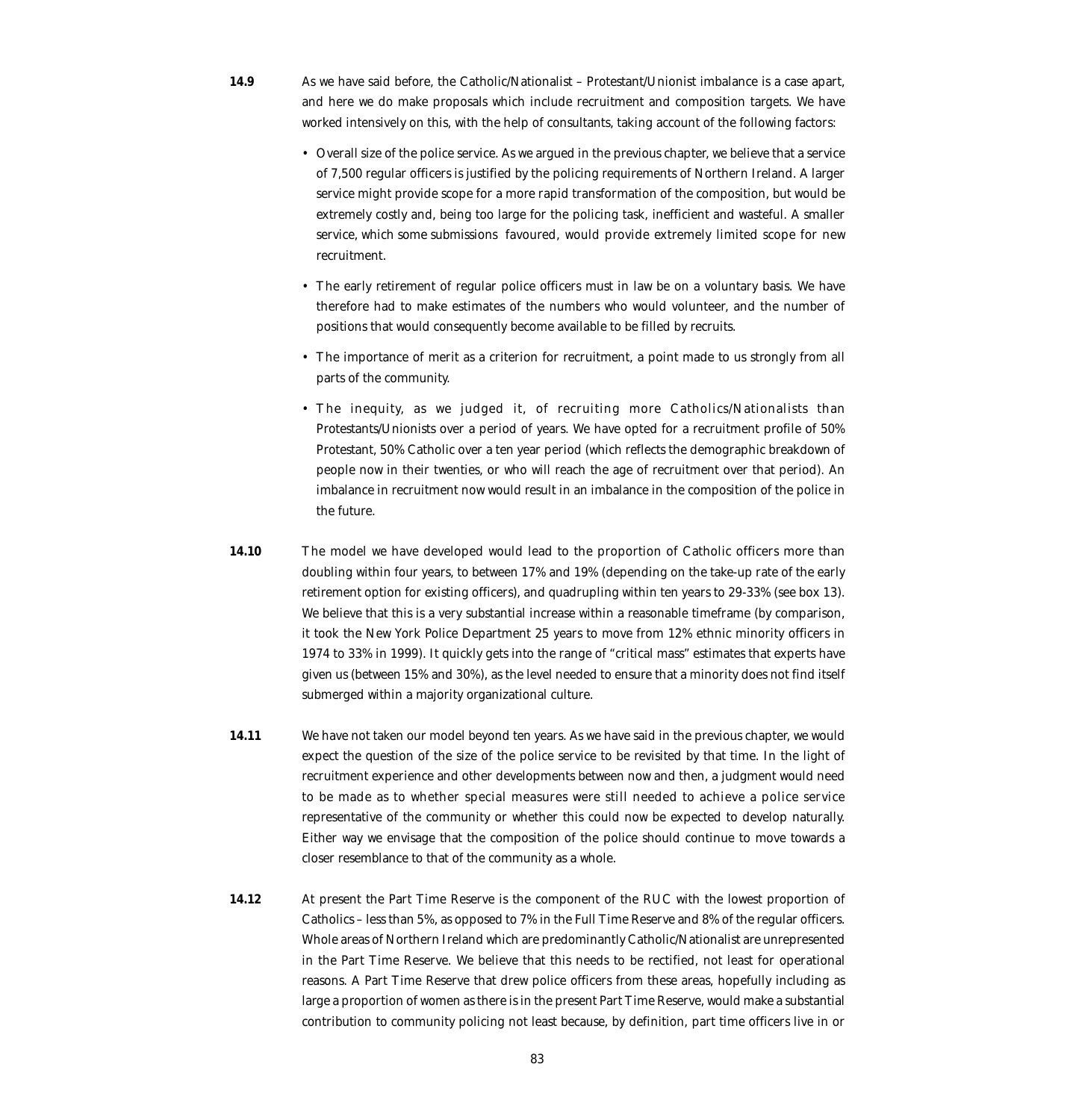**14.9** As we have said before, the Catholic/Nationalist – Protestant/Unionist imbalance is a case apart, and here we do make proposals which include recruitment and composition targets. We have worked intensively on this, with the help of consultants, taking account of the following factors:

- Overall size of the police service. As we argued in the previous chapter, we believe that a service of 7,500 regular officers is justified by the policing requirements of Northern Ireland. A larger service might provide scope for a more rapid transformation of the composition, but would be extremely costly and, being too large for the policing task, inefficient and wasteful. A smaller service, which some submissions favoured, would provide extremely limited scope for new recruitment.
- The early retirement of regular police officers must in law be on a voluntary basis. We have therefore had to make estimates of the numbers who would volunteer, and the number of positions that would consequently become available to be filled by recruits.
- The importance of merit as a criterion for recruitment, a point made to us strongly from all parts of the community.
- The inequity, as we judged it, of recruiting more Catholics/Nationalists than Protestants/Unionists over a period of years. We have opted for a recruitment profile of 50% Protestant, 50% Catholic over a ten year period (which reflects the demographic breakdown of people now in their twenties, or who will reach the age of recruitment over that period). An imbalance in recruitment now would result in an imbalance in the composition of the police in the future.

**14.10** The model we have developed would lead to the proportion of Catholic officers more than doubling within four years, to between 17% and 19% (depending on the take-up rate of the early retirement option for existing officers), and quadrupling within ten years to 29-33% (see box 13). We believe that this is a very substantial increase within a reasonable timeframe (by comparison, it took the New York Police Department 25 years to move from 12% ethnic minority officers in 1974 to 33% in 1999). It quickly gets into the range of "critical mass" estimates that experts have given us (between 15% and 30%), as the level needed to ensure that a minority does not find itself submerged within a majority organizational culture.

**14.11** We have not taken our model beyond ten years. As we have said in the previous chapter, we would expect the question of the size of the police service to be revisited by that time. In the light of recruitment experience and other developments between now and then, a judgment would need to be made as to whether special measures were still needed to achieve a police service representative of the community or whether this could now be expected to develop naturally. Either way we envisage that the composition of the police should continue to move towards a closer resemblance to that of the community as a whole.

**14.12** At present the Part Time Reserve is the component of the RUC with the lowest proportion of Catholics – less than 5%, as opposed to 7% in the Full Time Reserve and 8% of the regular officers. Whole areas of Northern Ireland which are predominantly Catholic/Nationalist are unrepresented in the Part Time Reserve. We believe that this needs to be rectified, not least for operational reasons. A Part Time Reserve that drew police officers from these areas, hopefully including as large a proportion of women as there is in the present Part Time Reserve, would make a substantial contribution to community policing not least because, by definition, part time officers live in or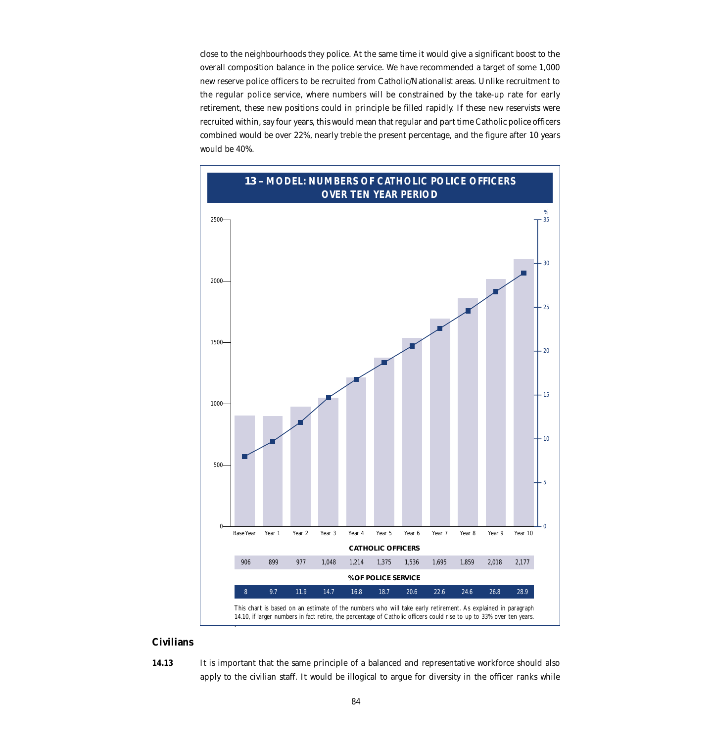close to the neighbourhoods they police. At the same time it would give a significant boost to the overall composition balance in the police service. We have recommended a target of some 1,000 new reserve police officers to be recruited from Catholic/Nationalist areas. Unlike recruitment to the regular police service, where numbers will be constrained by the take-up rate for early retirement, these new positions could in principle be filled rapidly. If these new reservists were recruited within, say four years, this would mean that regular and part time Catholic police officers combined would be over 22%, nearly treble the present percentage, and the figure after 10 years would be 40%.

**13 – MODEL: NUMBERS OF CATHOLIC POLICE OFFICERS OVER TEN YEAR PERIOD**

| | Base Year | Year 1 | Year 2 | Year 3 | Year 4 | Year 5 | Year 6 | Year 7 | Year 8 | Year 9 | Year 10 |
|---|---|---|---|---|---|---|---|---|---|---|---|
| CATHOLIC OFFICERS | 906 | 899 | 977 | 1,048 | 1,214 | 1,375 | 1,536 | 1,695 | 1,859 | 2,018 | 2,177 |
| %OF POLICE SERVICE | 8 | 9.7 | 11.9 | 14.7 | 16.8 | 18.7 | 20.6 | 22.6 | 24.6 | 26.8 | 28.9 |

This chart is based on an estimate of the numbers who will take early retirement. As explained in paragraph 14.10, if larger numbers in fact retire, the percentage of Catholic officers could rise to up to 33% over ten years.

## Civilians

**14.13** It is important that the same principle of a balanced and representative workforce should also apply to the civilian staff. It would be illogical to argue for diversity in the officer ranks while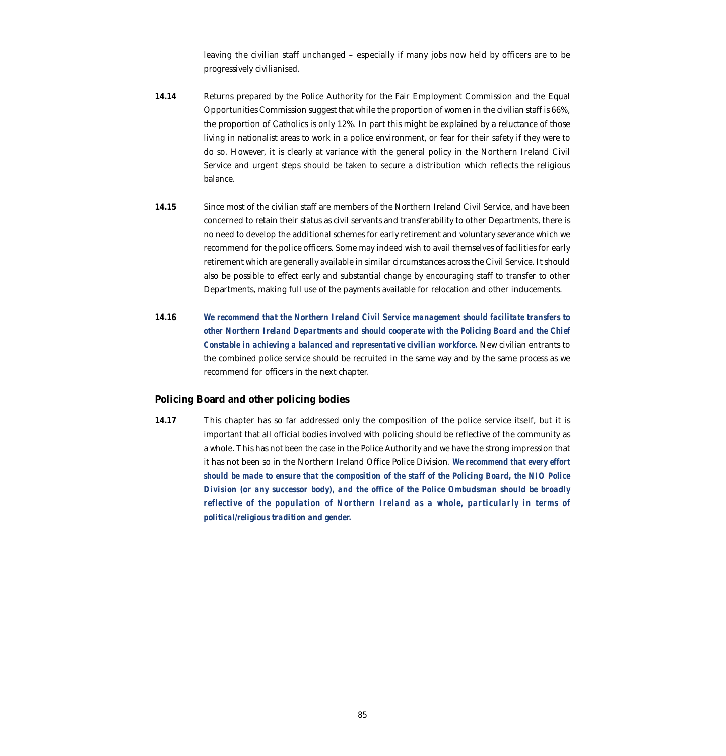leaving the civilian staff unchanged – especially if many jobs now held by officers are to be progressively civilianised.

**14.14** Returns prepared by the Police Authority for the Fair Employment Commission and the Equal Opportunities Commission suggest that while the proportion of women in the civilian staff is 66%, the proportion of Catholics is only 12%. In part this might be explained by a reluctance of those living in nationalist areas to work in a police environment, or fear for their safety if they were to do so. However, it is clearly at variance with the general policy in the Northern Ireland Civil Service and urgent steps should be taken to secure a distribution which reflects the religious balance.

**14.15** Since most of the civilian staff are members of the Northern Ireland Civil Service, and have been concerned to retain their status as civil servants and transferability to other Departments, there is no need to develop the additional schemes for early retirement and voluntary severance which we recommend for the police officers. Some may indeed wish to avail themselves of facilities for early retirement which are generally available in similar circumstances across the Civil Service. It should also be possible to effect early and substantial change by encouraging staff to transfer to other Departments, making full use of the payments available for relocation and other inducements.

**14.16** ***We recommend that the Northern Ireland Civil Service management should facilitate transfers to other Northern Ireland Departments and should cooperate with the Policing Board and the Chief Constable in achieving a balanced and representative civilian workforce.*** New civilian entrants to the combined police service should be recruited in the same way and by the same process as we recommend for officers in the next chapter.

## Policing Board and other policing bodies

**14.17** This chapter has so far addressed only the composition of the police service itself, but it is important that all official bodies involved with policing should be reflective of the community as a whole. This has not been the case in the Police Authority and we have the strong impression that it has not been so in the Northern Ireland Office Police Division. ***We recommend that every effort should be made to ensure that the composition of the staff of the Policing Board, the NIO Police Division (or any successor body), and the office of the Police Ombudsman should be broadly reflective of the population of Northern Ireland as a whole, particularly in terms of political/religious tradition and gender.***